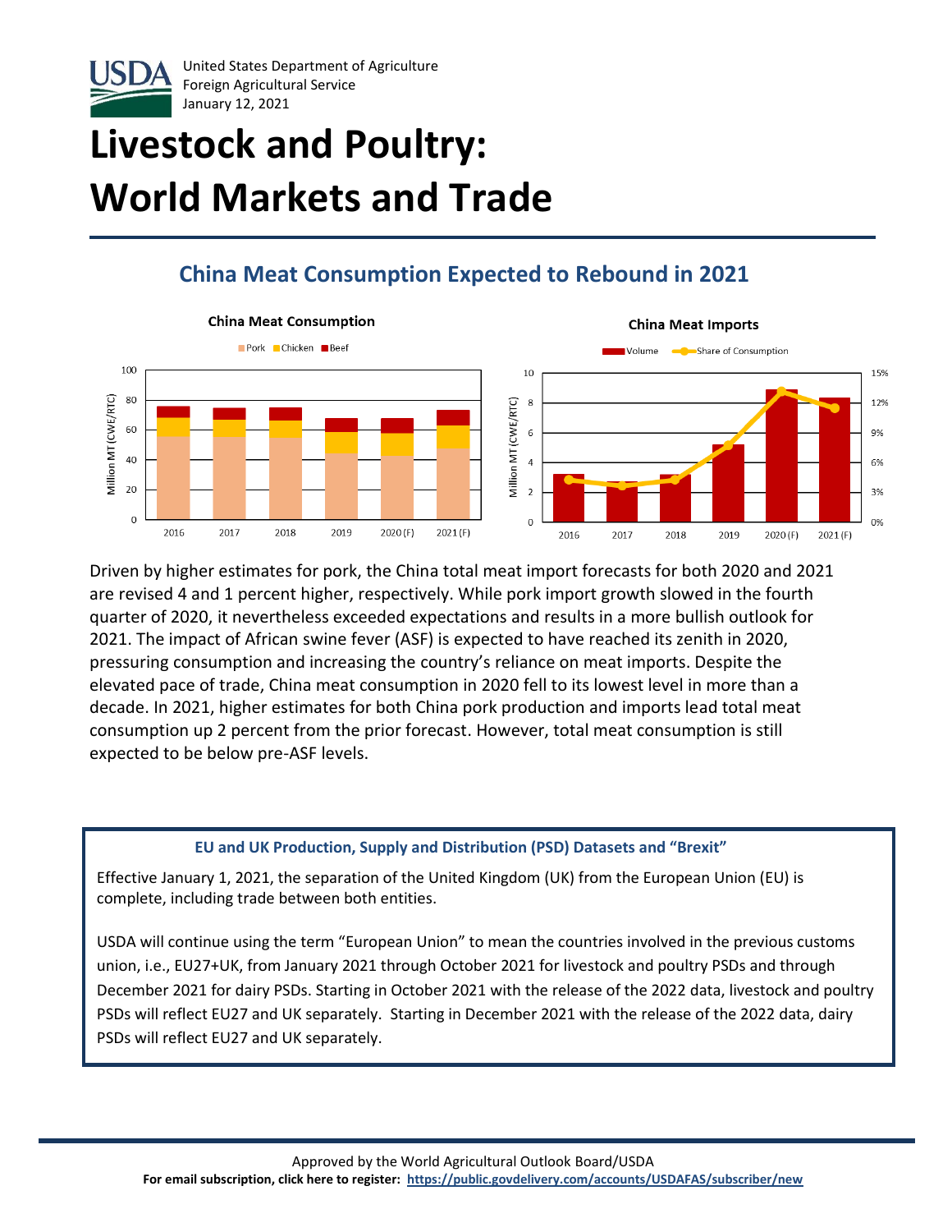United States Department of Agriculture
Foreign Agricultural Service
January 12, 2021

# Livestock and Poultry: World Markets and Trade

## China Meat Consumption Expected to Rebound in 2021

**China Meat Consumption**

Pork Chicken Beef

Million MT (CWE/RTC)

2016 2017 2018 2019 2020 (F) 2021 (F)

**China Meat Imports**

Volume Share of Consumption

Million MT (CWE/RTC)

2016 2017 2018 2019 2020 (F) 2021 (F)

Driven by higher estimates for pork, the China total meat import forecasts for both 2020 and 2021 are revised 4 and 1 percent higher, respectively. While pork import growth slowed in the fourth quarter of 2020, it nevertheless exceeded expectations and results in a more bullish outlook for 2021. The impact of African swine fever (ASF) is expected to have reached its zenith in 2020, pressuring consumption and increasing the country's reliance on meat imports. Despite the elevated pace of trade, China meat consumption in 2020 fell to its lowest level in more than a decade. In 2021, higher estimates for both China pork production and imports lead total meat consumption up 2 percent from the prior forecast. However, total meat consumption is still expected to be below pre-ASF levels.

**EU and UK Production, Supply and Distribution (PSD) Datasets and "Brexit"**

Effective January 1, 2021, the separation of the United Kingdom (UK) from the European Union (EU) is complete, including trade between both entities.

USDA will continue using the term "European Union" to mean the countries involved in the previous customs union, i.e., EU27+UK, from January 2021 through October 2021 for livestock and poultry PSDs and through December 2021 for dairy PSDs. Starting in October 2021 with the release of the 2022 data, livestock and poultry PSDs will reflect EU27 and UK separately. Starting in December 2021 with the release of the 2022 data, dairy PSDs will reflect EU27 and UK separately.

Approved by the World Agricultural Outlook Board/USDA

**For email subscription, click here to register: https://public.govdelivery.com/accounts/USDAFAS/subscriber/new**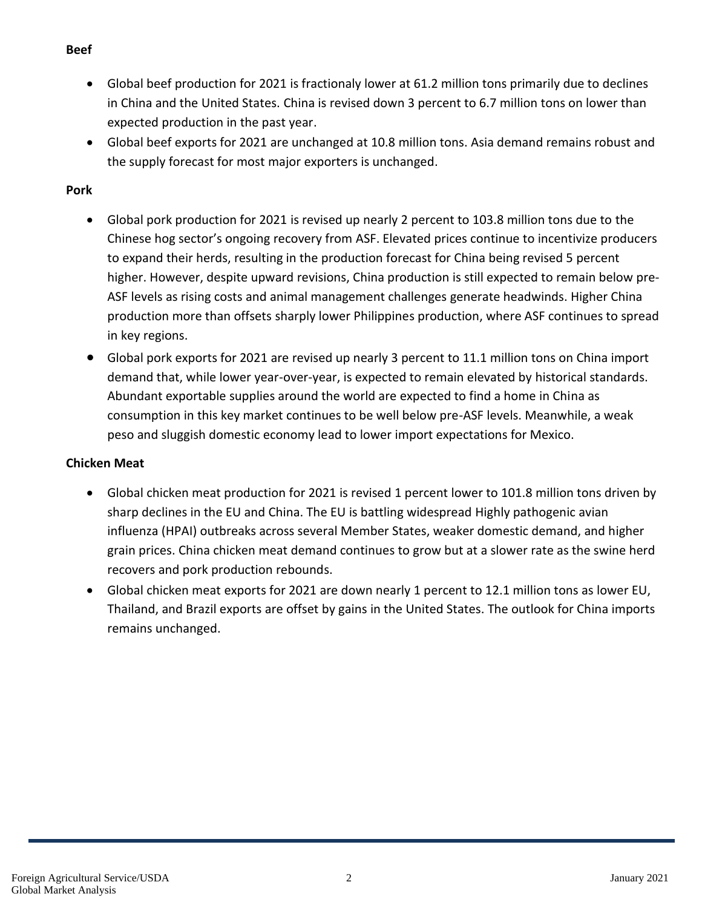**Beef**

- Global beef production for 2021 is fractionaly lower at 61.2 million tons primarily due to declines in China and the United States. China is revised down 3 percent to 6.7 million tons on lower than expected production in the past year.
- Global beef exports for 2021 are unchanged at 10.8 million tons. Asia demand remains robust and the supply forecast for most major exporters is unchanged.

**Pork**

- Global pork production for 2021 is revised up nearly 2 percent to 103.8 million tons due to the Chinese hog sector's ongoing recovery from ASF. Elevated prices continue to incentivize producers to expand their herds, resulting in the production forecast for China being revised 5 percent higher. However, despite upward revisions, China production is still expected to remain below pre-ASF levels as rising costs and animal management challenges generate headwinds. Higher China production more than offsets sharply lower Philippines production, where ASF continues to spread in key regions.
- Global pork exports for 2021 are revised up nearly 3 percent to 11.1 million tons on China import demand that, while lower year-over-year, is expected to remain elevated by historical standards. Abundant exportable supplies around the world are expected to find a home in China as consumption in this key market continues to be well below pre-ASF levels. Meanwhile, a weak peso and sluggish domestic economy lead to lower import expectations for Mexico.

**Chicken Meat**

- Global chicken meat production for 2021 is revised 1 percent lower to 101.8 million tons driven by sharp declines in the EU and China. The EU is battling widespread Highly pathogenic avian influenza (HPAI) outbreaks across several Member States, weaker domestic demand, and higher grain prices. China chicken meat demand continues to grow but at a slower rate as the swine herd recovers and pork production rebounds.
- Global chicken meat exports for 2021 are down nearly 1 percent to 12.1 million tons as lower EU, Thailand, and Brazil exports are offset by gains in the United States. The outlook for China imports remains unchanged.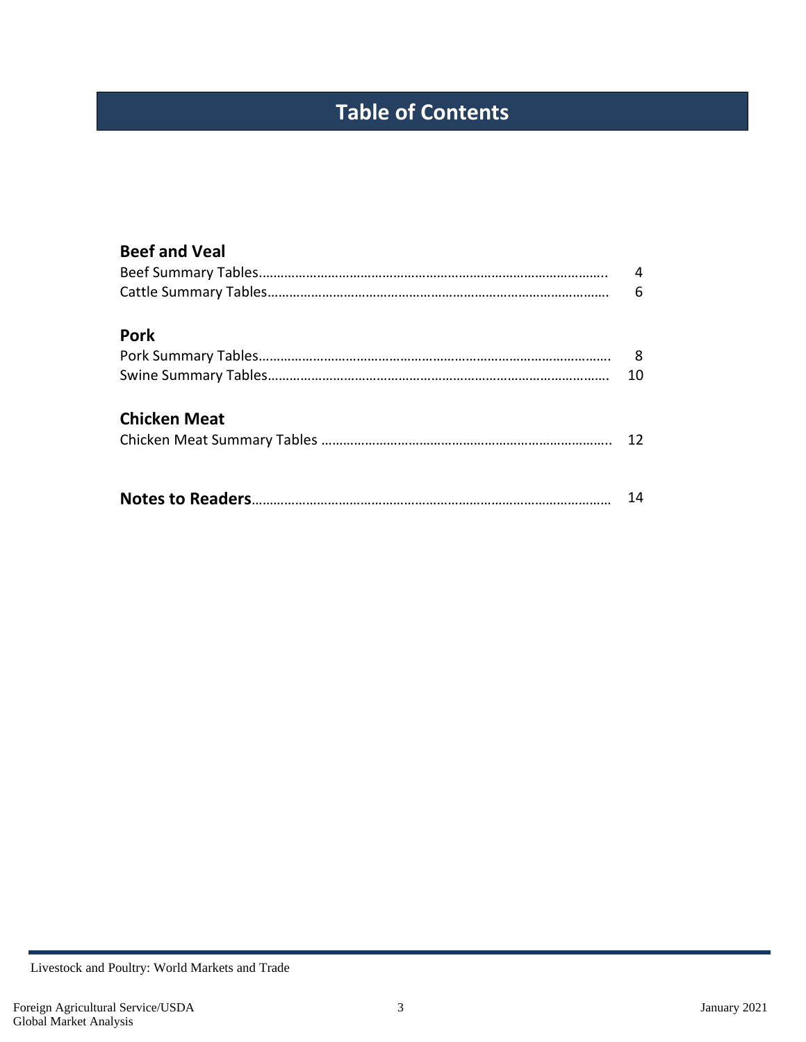# Table of Contents

## Beef and Veal

Beef Summary Tables.................................................................................................. 4
Cattle Summary Tables................................................................................................ 6

## Pork

Pork Summary Tables.................................................................................................. 8
Swine Summary Tables................................................................................................ 10

## Chicken Meat

Chicken Meat Summary Tables .................................................................................. 12

**Notes to Readers**...................................................................................................... 14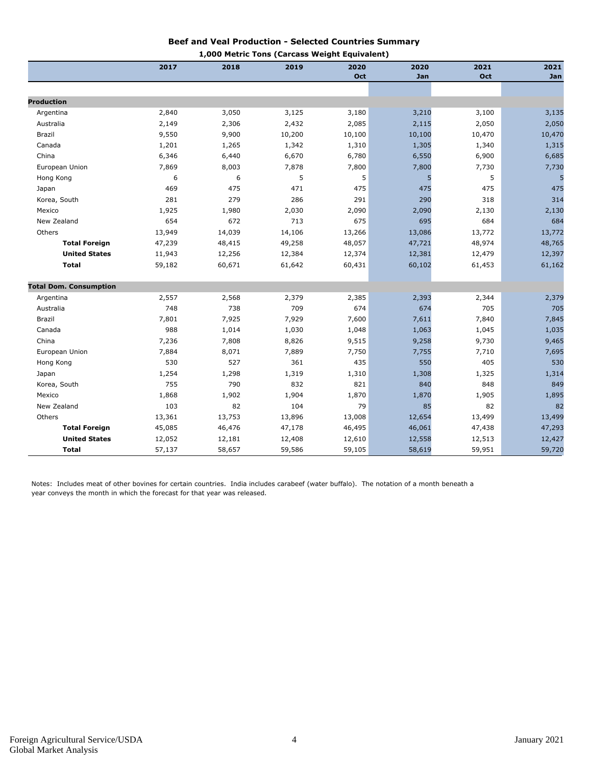## Beef and Veal Production - Selected Countries Summary

**1,000 Metric Tons (Carcass Weight Equivalent)**

| | 2017 | 2018 | 2019 | 2020 Oct | 2020 Jan | 2021 Oct | 2021 Jan |
|---|---|---|---|---|---|---|---|
| **Production** | | | | | | | |
| Argentina | 2,840 | 3,050 | 3,125 | 3,180 | 3,210 | 3,100 | 3,135 |
| Australia | 2,149 | 2,306 | 2,432 | 2,085 | 2,115 | 2,050 | 2,050 |
| Brazil | 9,550 | 9,900 | 10,200 | 10,100 | 10,100 | 10,470 | 10,470 |
| Canada | 1,201 | 1,265 | 1,342 | 1,310 | 1,305 | 1,340 | 1,315 |
| China | 6,346 | 6,440 | 6,670 | 6,780 | 6,550 | 6,900 | 6,685 |
| European Union | 7,869 | 8,003 | 7,878 | 7,800 | 7,800 | 7,730 | 7,730 |
| Hong Kong | 6 | 6 | 5 | 5 | 5 | 5 | 5 |
| Japan | 469 | 475 | 471 | 475 | 475 | 475 | 475 |
| Korea, South | 281 | 279 | 286 | 291 | 290 | 318 | 314 |
| Mexico | 1,925 | 1,980 | 2,030 | 2,090 | 2,090 | 2,130 | 2,130 |
| New Zealand | 654 | 672 | 713 | 675 | 695 | 684 | 684 |
| Others | 13,949 | 14,039 | 14,106 | 13,266 | 13,086 | 13,772 | 13,772 |
| **Total Foreign** | 47,239 | 48,415 | 49,258 | 48,057 | 47,721 | 48,974 | 48,765 |
| **United States** | 11,943 | 12,256 | 12,384 | 12,374 | 12,381 | 12,479 | 12,397 |
| **Total** | 59,182 | 60,671 | 61,642 | 60,431 | 60,102 | 61,453 | 61,162 |
| **Total Dom. Consumption** | | | | | | | |
| Argentina | 2,557 | 2,568 | 2,379 | 2,385 | 2,393 | 2,344 | 2,379 |
| Australia | 748 | 738 | 709 | 674 | 674 | 705 | 705 |
| Brazil | 7,801 | 7,925 | 7,929 | 7,600 | 7,611 | 7,840 | 7,845 |
| Canada | 988 | 1,014 | 1,030 | 1,048 | 1,063 | 1,045 | 1,035 |
| China | 7,236 | 7,808 | 8,826 | 9,515 | 9,258 | 9,730 | 9,465 |
| European Union | 7,884 | 8,071 | 7,889 | 7,750 | 7,755 | 7,710 | 7,695 |
| Hong Kong | 530 | 527 | 361 | 435 | 550 | 405 | 530 |
| Japan | 1,254 | 1,298 | 1,319 | 1,310 | 1,308 | 1,325 | 1,314 |
| Korea, South | 755 | 790 | 832 | 821 | 840 | 848 | 849 |
| Mexico | 1,868 | 1,902 | 1,904 | 1,870 | 1,870 | 1,905 | 1,895 |
| New Zealand | 103 | 82 | 104 | 79 | 85 | 82 | 82 |
| Others | 13,361 | 13,753 | 13,896 | 13,008 | 12,654 | 13,499 | 13,499 |
| **Total Foreign** | 45,085 | 46,476 | 47,178 | 46,495 | 46,061 | 47,438 | 47,293 |
| **United States** | 12,052 | 12,181 | 12,408 | 12,610 | 12,558 | 12,513 | 12,427 |
| **Total** | 57,137 | 58,657 | 59,586 | 59,105 | 58,619 | 59,951 | 59,720 |

Notes: Includes meat of other bovines for certain countries. India includes carabeef (water buffalo). The notation of a month beneath a year conveys the month in which the forecast for that year was released.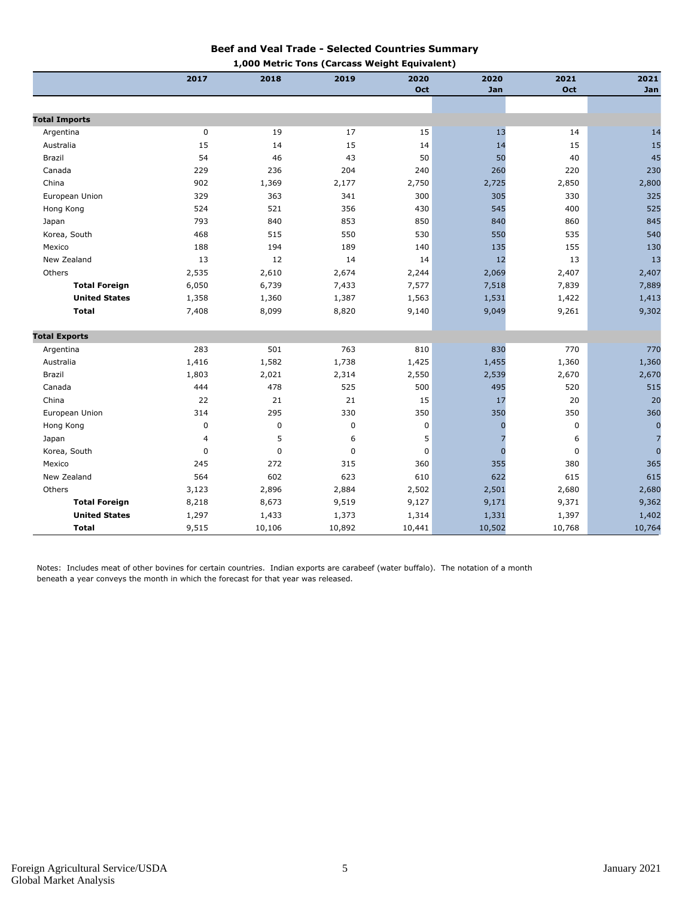## Beef and Veal Trade - Selected Countries Summary

**1,000 Metric Tons (Carcass Weight Equivalent)**

| | 2017 | 2018 | 2019 | 2020 Oct | 2020 Jan | 2021 Oct | 2021 Jan |
|---|---|---|---|---|---|---|---|
| **Total Imports** | | | | | | | |
| Argentina | 0 | 19 | 17 | 15 | 13 | 14 | 14 |
| Australia | 15 | 14 | 15 | 14 | 14 | 15 | 15 |
| Brazil | 54 | 46 | 43 | 50 | 50 | 40 | 45 |
| Canada | 229 | 236 | 204 | 240 | 260 | 220 | 230 |
| China | 902 | 1,369 | 2,177 | 2,750 | 2,725 | 2,850 | 2,800 |
| European Union | 329 | 363 | 341 | 300 | 305 | 330 | 325 |
| Hong Kong | 524 | 521 | 356 | 430 | 545 | 400 | 525 |
| Japan | 793 | 840 | 853 | 850 | 840 | 860 | 845 |
| Korea, South | 468 | 515 | 550 | 530 | 550 | 535 | 540 |
| Mexico | 188 | 194 | 189 | 140 | 135 | 155 | 130 |
| New Zealand | 13 | 12 | 14 | 14 | 12 | 13 | 13 |
| Others | 2,535 | 2,610 | 2,674 | 2,244 | 2,069 | 2,407 | 2,407 |
| **Total Foreign** | 6,050 | 6,739 | 7,433 | 7,577 | 7,518 | 7,839 | 7,889 |
| **United States** | 1,358 | 1,360 | 1,387 | 1,563 | 1,531 | 1,422 | 1,413 |
| **Total** | 7,408 | 8,099 | 8,820 | 9,140 | 9,049 | 9,261 | 9,302 |
| **Total Exports** | | | | | | | |
| Argentina | 283 | 501 | 763 | 810 | 830 | 770 | 770 |
| Australia | 1,416 | 1,582 | 1,738 | 1,425 | 1,455 | 1,360 | 1,360 |
| Brazil | 1,803 | 2,021 | 2,314 | 2,550 | 2,539 | 2,670 | 2,670 |
| Canada | 444 | 478 | 525 | 500 | 495 | 520 | 515 |
| China | 22 | 21 | 21 | 15 | 17 | 20 | 20 |
| European Union | 314 | 295 | 330 | 350 | 350 | 350 | 360 |
| Hong Kong | 0 | 0 | 0 | 0 | 0 | 0 | 0 |
| Japan | 4 | 5 | 6 | 5 | 7 | 6 | 7 |
| Korea, South | 0 | 0 | 0 | 0 | 0 | 0 | 0 |
| Mexico | 245 | 272 | 315 | 360 | 355 | 380 | 365 |
| New Zealand | 564 | 602 | 623 | 610 | 622 | 615 | 615 |
| Others | 3,123 | 2,896 | 2,884 | 2,502 | 2,501 | 2,680 | 2,680 |
| **Total Foreign** | 8,218 | 8,673 | 9,519 | 9,127 | 9,171 | 9,371 | 9,362 |
| **United States** | 1,297 | 1,433 | 1,373 | 1,314 | 1,331 | 1,397 | 1,402 |
| **Total** | 9,515 | 10,106 | 10,892 | 10,441 | 10,502 | 10,768 | 10,764 |

Notes: Includes meat of other bovines for certain countries. Indian exports are carabeef (water buffalo). The notation of a month beneath a year conveys the month in which the forecast for that year was released.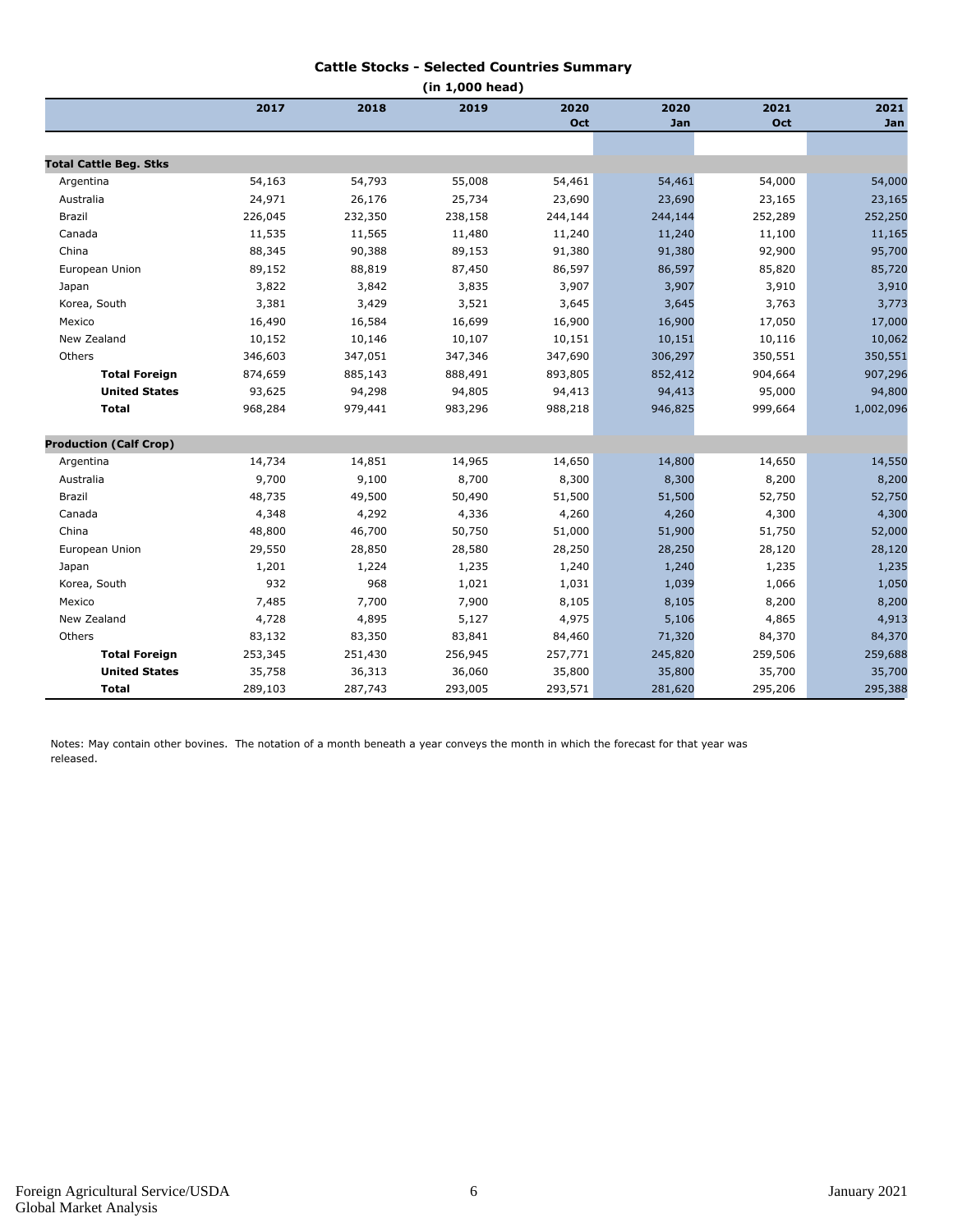## Cattle Stocks - Selected Countries Summary

(in 1,000 head)

| | 2017 | 2018 | 2019 | 2020 Oct | 2020 Jan | 2021 Oct | 2021 Jan |
|---|---|---|---|---|---|---|---|
| **Total Cattle Beg. Stks** | | | | | | | |
| Argentina | 54,163 | 54,793 | 55,008 | 54,461 | 54,461 | 54,000 | 54,000 |
| Australia | 24,971 | 26,176 | 25,734 | 23,690 | 23,690 | 23,165 | 23,165 |
| Brazil | 226,045 | 232,350 | 238,158 | 244,144 | 244,144 | 252,289 | 252,250 |
| Canada | 11,535 | 11,565 | 11,480 | 11,240 | 11,240 | 11,100 | 11,165 |
| China | 88,345 | 90,388 | 89,153 | 91,380 | 91,380 | 92,900 | 95,700 |
| European Union | 89,152 | 88,819 | 87,450 | 86,597 | 86,597 | 85,820 | 85,720 |
| Japan | 3,822 | 3,842 | 3,835 | 3,907 | 3,907 | 3,910 | 3,910 |
| Korea, South | 3,381 | 3,429 | 3,521 | 3,645 | 3,645 | 3,763 | 3,773 |
| Mexico | 16,490 | 16,584 | 16,699 | 16,900 | 16,900 | 17,050 | 17,000 |
| New Zealand | 10,152 | 10,146 | 10,107 | 10,151 | 10,151 | 10,116 | 10,062 |
| Others | 346,603 | 347,051 | 347,346 | 347,690 | 306,297 | 350,551 | 350,551 |
| **Total Foreign** | 874,659 | 885,143 | 888,491 | 893,805 | 852,412 | 904,664 | 907,296 |
| **United States** | 93,625 | 94,298 | 94,805 | 94,413 | 94,413 | 95,000 | 94,800 |
| **Total** | 968,284 | 979,441 | 983,296 | 988,218 | 946,825 | 999,664 | 1,002,096 |
| **Production (Calf Crop)** | | | | | | | |
| Argentina | 14,734 | 14,851 | 14,965 | 14,650 | 14,800 | 14,650 | 14,550 |
| Australia | 9,700 | 9,100 | 8,700 | 8,300 | 8,300 | 8,200 | 8,200 |
| Brazil | 48,735 | 49,500 | 50,490 | 51,500 | 51,500 | 52,750 | 52,750 |
| Canada | 4,348 | 4,292 | 4,336 | 4,260 | 4,260 | 4,300 | 4,300 |
| China | 48,800 | 46,700 | 50,750 | 51,000 | 51,900 | 51,750 | 52,000 |
| European Union | 29,550 | 28,850 | 28,580 | 28,250 | 28,250 | 28,120 | 28,120 |
| Japan | 1,201 | 1,224 | 1,235 | 1,240 | 1,240 | 1,235 | 1,235 |
| Korea, South | 932 | 968 | 1,021 | 1,031 | 1,039 | 1,066 | 1,050 |
| Mexico | 7,485 | 7,700 | 7,900 | 8,105 | 8,105 | 8,200 | 8,200 |
| New Zealand | 4,728 | 4,895 | 5,127 | 4,975 | 5,106 | 4,865 | 4,913 |
| Others | 83,132 | 83,350 | 83,841 | 84,460 | 71,320 | 84,370 | 84,370 |
| **Total Foreign** | 253,345 | 251,430 | 256,945 | 257,771 | 245,820 | 259,506 | 259,688 |
| **United States** | 35,758 | 36,313 | 36,060 | 35,800 | 35,800 | 35,700 | 35,700 |
| **Total** | 289,103 | 287,743 | 293,005 | 293,571 | 281,620 | 295,206 | 295,388 |

Notes: May contain other bovines. The notation of a month beneath a year conveys the month in which the forecast for that year was released.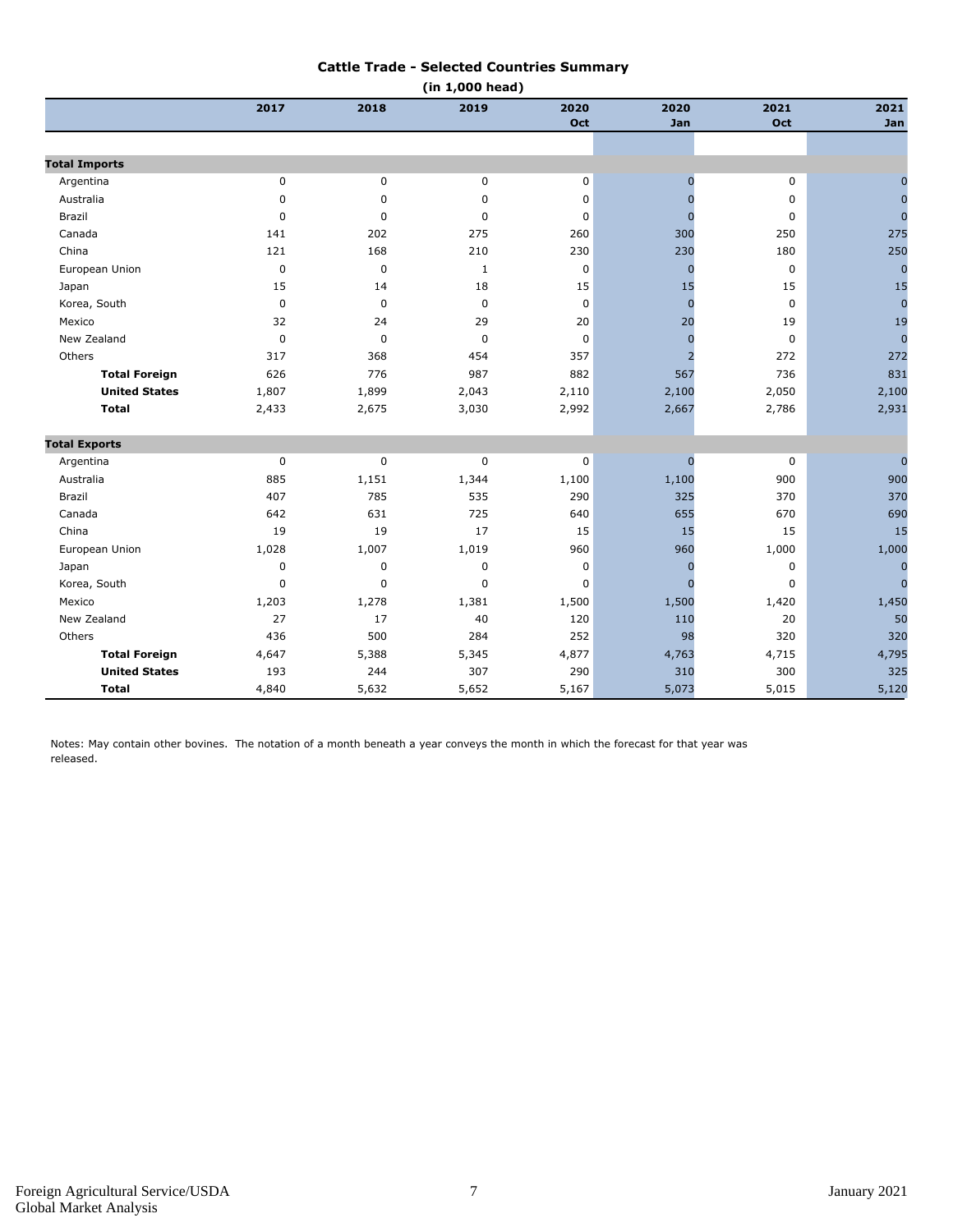## Cattle Trade - Selected Countries Summary

**(in 1,000 head)**

| | 2017 | 2018 | 2019 | 2020 Oct | 2020 Jan | 2021 Oct | 2021 Jan |
|---|---|---|---|---|---|---|---|
| **Total Imports** | | | | | | | |
| Argentina | 0 | 0 | 0 | 0 | 0 | 0 | 0 |
| Australia | 0 | 0 | 0 | 0 | 0 | 0 | 0 |
| Brazil | 0 | 0 | 0 | 0 | 0 | 0 | 0 |
| Canada | 141 | 202 | 275 | 260 | 300 | 250 | 275 |
| China | 121 | 168 | 210 | 230 | 230 | 180 | 250 |
| European Union | 0 | 0 | 1 | 0 | 0 | 0 | 0 |
| Japan | 15 | 14 | 18 | 15 | 15 | 15 | 15 |
| Korea, South | 0 | 0 | 0 | 0 | 0 | 0 | 0 |
| Mexico | 32 | 24 | 29 | 20 | 20 | 19 | 19 |
| New Zealand | 0 | 0 | 0 | 0 | 0 | 0 | 0 |
| Others | 317 | 368 | 454 | 357 | 2 | 272 | 272 |
| **Total Foreign** | 626 | 776 | 987 | 882 | 567 | 736 | 831 |
| **United States** | 1,807 | 1,899 | 2,043 | 2,110 | 2,100 | 2,050 | 2,100 |
| **Total** | 2,433 | 2,675 | 3,030 | 2,992 | 2,667 | 2,786 | 2,931 |
| **Total Exports** | | | | | | | |
| Argentina | 0 | 0 | 0 | 0 | 0 | 0 | 0 |
| Australia | 885 | 1,151 | 1,344 | 1,100 | 1,100 | 900 | 900 |
| Brazil | 407 | 785 | 535 | 290 | 325 | 370 | 370 |
| Canada | 642 | 631 | 725 | 640 | 655 | 670 | 690 |
| China | 19 | 19 | 17 | 15 | 15 | 15 | 15 |
| European Union | 1,028 | 1,007 | 1,019 | 960 | 960 | 1,000 | 1,000 |
| Japan | 0 | 0 | 0 | 0 | 0 | 0 | 0 |
| Korea, South | 0 | 0 | 0 | 0 | 0 | 0 | 0 |
| Mexico | 1,203 | 1,278 | 1,381 | 1,500 | 1,500 | 1,420 | 1,450 |
| New Zealand | 27 | 17 | 40 | 120 | 110 | 20 | 50 |
| Others | 436 | 500 | 284 | 252 | 98 | 320 | 320 |
| **Total Foreign** | 4,647 | 5,388 | 5,345 | 4,877 | 4,763 | 4,715 | 4,795 |
| **United States** | 193 | 244 | 307 | 290 | 310 | 300 | 325 |
| **Total** | 4,840 | 5,632 | 5,652 | 5,167 | 5,073 | 5,015 | 5,120 |

Notes: May contain other bovines. The notation of a month beneath a year conveys the month in which the forecast for that year was released.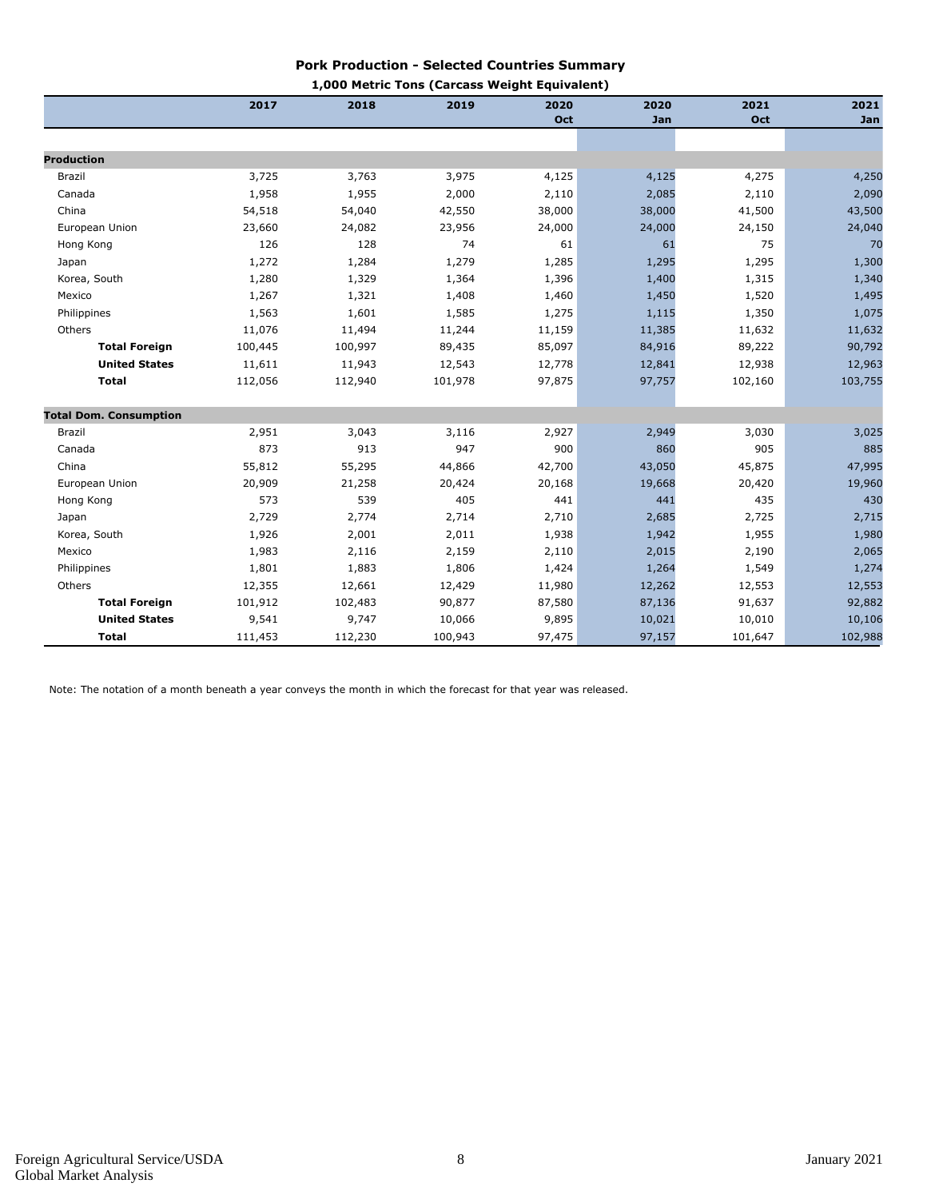## Pork Production - Selected Countries Summary

**1,000 Metric Tons (Carcass Weight Equivalent)**

| | 2017 | 2018 | 2019 | 2020 Oct | 2020 Jan | 2021 Oct | 2021 Jan |
|---|---|---|---|---|---|---|---|
| **Production** | | | | | | | |
| Brazil | 3,725 | 3,763 | 3,975 | 4,125 | 4,125 | 4,275 | 4,250 |
| Canada | 1,958 | 1,955 | 2,000 | 2,110 | 2,085 | 2,110 | 2,090 |
| China | 54,518 | 54,040 | 42,550 | 38,000 | 38,000 | 41,500 | 43,500 |
| European Union | 23,660 | 24,082 | 23,956 | 24,000 | 24,000 | 24,150 | 24,040 |
| Hong Kong | 126 | 128 | 74 | 61 | 61 | 75 | 70 |
| Japan | 1,272 | 1,284 | 1,279 | 1,285 | 1,295 | 1,295 | 1,300 |
| Korea, South | 1,280 | 1,329 | 1,364 | 1,396 | 1,400 | 1,315 | 1,340 |
| Mexico | 1,267 | 1,321 | 1,408 | 1,460 | 1,450 | 1,520 | 1,495 |
| Philippines | 1,563 | 1,601 | 1,585 | 1,275 | 1,115 | 1,350 | 1,075 |
| Others | 11,076 | 11,494 | 11,244 | 11,159 | 11,385 | 11,632 | 11,632 |
| **Total Foreign** | 100,445 | 100,997 | 89,435 | 85,097 | 84,916 | 89,222 | 90,792 |
| **United States** | 11,611 | 11,943 | 12,543 | 12,778 | 12,841 | 12,938 | 12,963 |
| **Total** | 112,056 | 112,940 | 101,978 | 97,875 | 97,757 | 102,160 | 103,755 |
| **Total Dom. Consumption** | | | | | | | |
| Brazil | 2,951 | 3,043 | 3,116 | 2,927 | 2,949 | 3,030 | 3,025 |
| Canada | 873 | 913 | 947 | 900 | 860 | 905 | 885 |
| China | 55,812 | 55,295 | 44,866 | 42,700 | 43,050 | 45,875 | 47,995 |
| European Union | 20,909 | 21,258 | 20,424 | 20,168 | 19,668 | 20,420 | 19,960 |
| Hong Kong | 573 | 539 | 405 | 441 | 441 | 435 | 430 |
| Japan | 2,729 | 2,774 | 2,714 | 2,710 | 2,685 | 2,725 | 2,715 |
| Korea, South | 1,926 | 2,001 | 2,011 | 1,938 | 1,942 | 1,955 | 1,980 |
| Mexico | 1,983 | 2,116 | 2,159 | 2,110 | 2,015 | 2,190 | 2,065 |
| Philippines | 1,801 | 1,883 | 1,806 | 1,424 | 1,264 | 1,549 | 1,274 |
| Others | 12,355 | 12,661 | 12,429 | 11,980 | 12,262 | 12,553 | 12,553 |
| **Total Foreign** | 101,912 | 102,483 | 90,877 | 87,580 | 87,136 | 91,637 | 92,882 |
| **United States** | 9,541 | 9,747 | 10,066 | 9,895 | 10,021 | 10,010 | 10,106 |
| **Total** | 111,453 | 112,230 | 100,943 | 97,475 | 97,157 | 101,647 | 102,988 |

Note: The notation of a month beneath a year conveys the month in which the forecast for that year was released.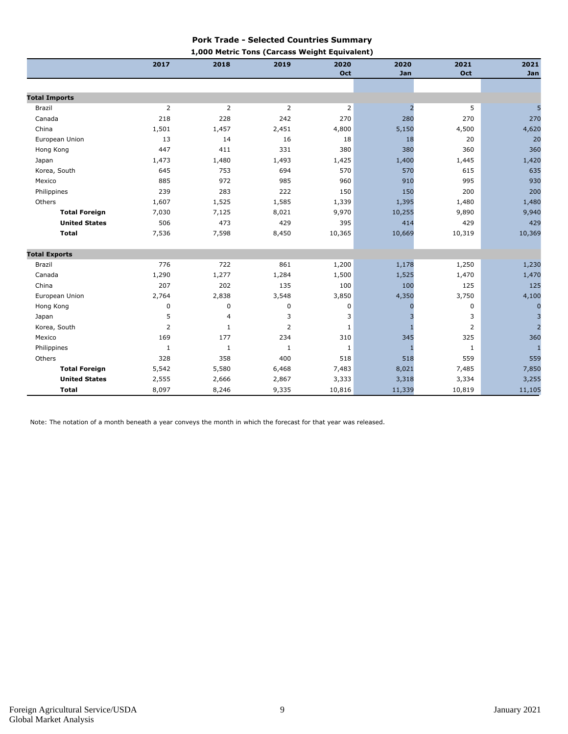## Pork Trade - Selected Countries Summary

**1,000 Metric Tons (Carcass Weight Equivalent)**

| | 2017 | 2018 | 2019 | 2020 Oct | 2020 Jan | 2021 Oct | 2021 Jan |
|---|---|---|---|---|---|---|---|
| **Total Imports** | | | | | | | |
| Brazil | 2 | 2 | 2 | 2 | 2 | 5 | 5 |
| Canada | 218 | 228 | 242 | 270 | 280 | 270 | 270 |
| China | 1,501 | 1,457 | 2,451 | 4,800 | 5,150 | 4,500 | 4,620 |
| European Union | 13 | 14 | 16 | 18 | 18 | 20 | 20 |
| Hong Kong | 447 | 411 | 331 | 380 | 380 | 360 | 360 |
| Japan | 1,473 | 1,480 | 1,493 | 1,425 | 1,400 | 1,445 | 1,420 |
| Korea, South | 645 | 753 | 694 | 570 | 570 | 615 | 635 |
| Mexico | 885 | 972 | 985 | 960 | 910 | 995 | 930 |
| Philippines | 239 | 283 | 222 | 150 | 150 | 200 | 200 |
| Others | 1,607 | 1,525 | 1,585 | 1,339 | 1,395 | 1,480 | 1,480 |
| **Total Foreign** | 7,030 | 7,125 | 8,021 | 9,970 | 10,255 | 9,890 | 9,940 |
| **United States** | 506 | 473 | 429 | 395 | 414 | 429 | 429 |
| **Total** | 7,536 | 7,598 | 8,450 | 10,365 | 10,669 | 10,319 | 10,369 |
| **Total Exports** | | | | | | | |
| Brazil | 776 | 722 | 861 | 1,200 | 1,178 | 1,250 | 1,230 |
| Canada | 1,290 | 1,277 | 1,284 | 1,500 | 1,525 | 1,470 | 1,470 |
| China | 207 | 202 | 135 | 100 | 100 | 125 | 125 |
| European Union | 2,764 | 2,838 | 3,548 | 3,850 | 4,350 | 3,750 | 4,100 |
| Hong Kong | 0 | 0 | 0 | 0 | 0 | 0 | 0 |
| Japan | 5 | 4 | 3 | 3 | 3 | 3 | 3 |
| Korea, South | 2 | 1 | 2 | 1 | 1 | 2 | 2 |
| Mexico | 169 | 177 | 234 | 310 | 345 | 325 | 360 |
| Philippines | 1 | 1 | 1 | 1 | 1 | 1 | 1 |
| Others | 328 | 358 | 400 | 518 | 518 | 559 | 559 |
| **Total Foreign** | 5,542 | 5,580 | 6,468 | 7,483 | 8,021 | 7,485 | 7,850 |
| **United States** | 2,555 | 2,666 | 2,867 | 3,333 | 3,318 | 3,334 | 3,255 |
| **Total** | 8,097 | 8,246 | 9,335 | 10,816 | 11,339 | 10,819 | 11,105 |

Note: The notation of a month beneath a year conveys the month in which the forecast for that year was released.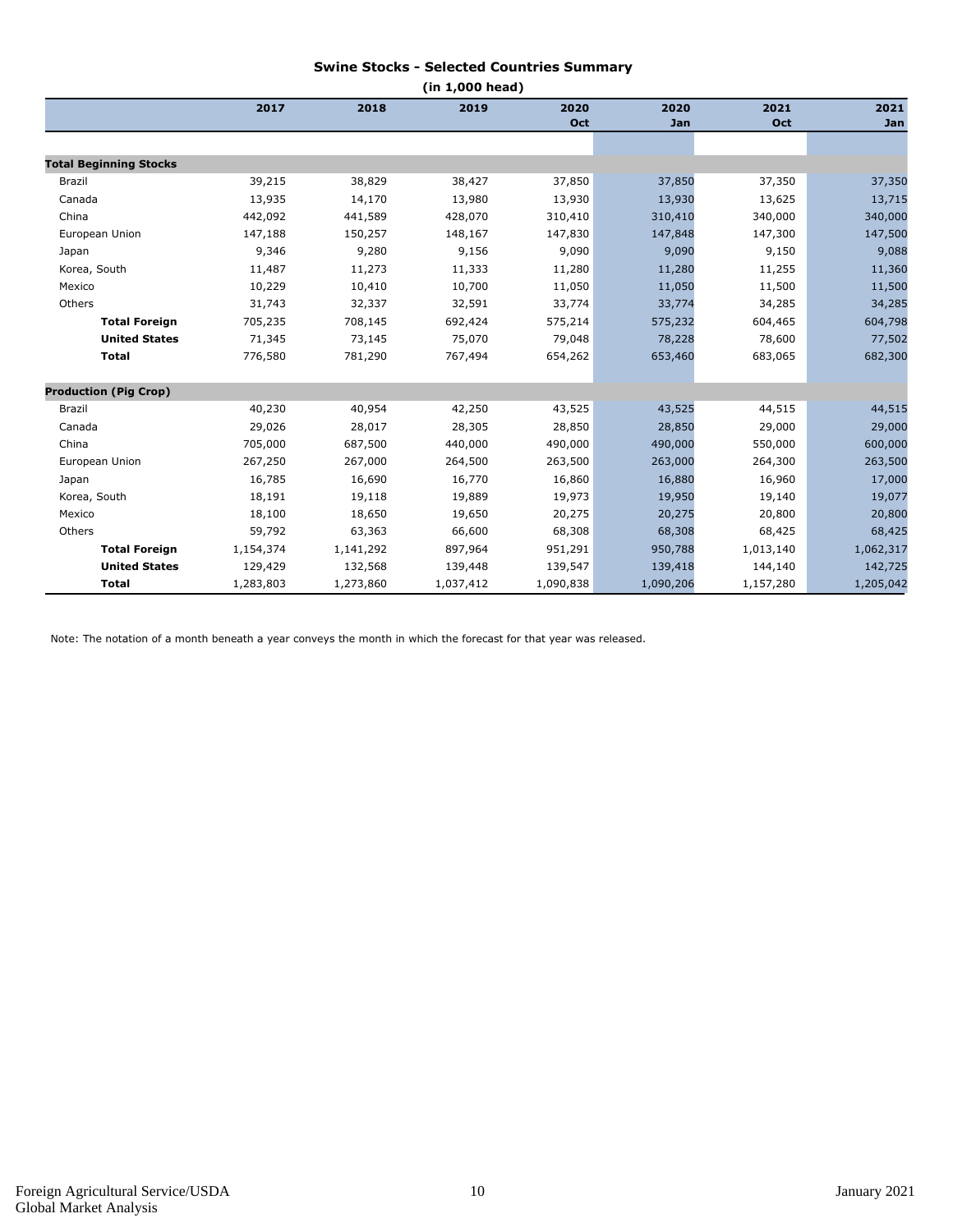## Swine Stocks - Selected Countries Summary

**(in 1,000 head)**

| | 2017 | 2018 | 2019 | 2020 Oct | 2020 Jan | 2021 Oct | 2021 Jan |
|---|---|---|---|---|---|---|---|
| **Total Beginning Stocks** | | | | | | | |
| Brazil | 39,215 | 38,829 | 38,427 | 37,850 | 37,850 | 37,350 | 37,350 |
| Canada | 13,935 | 14,170 | 13,980 | 13,930 | 13,930 | 13,625 | 13,715 |
| China | 442,092 | 441,589 | 428,070 | 310,410 | 310,410 | 340,000 | 340,000 |
| European Union | 147,188 | 150,257 | 148,167 | 147,830 | 147,848 | 147,300 | 147,500 |
| Japan | 9,346 | 9,280 | 9,156 | 9,090 | 9,090 | 9,150 | 9,088 |
| Korea, South | 11,487 | 11,273 | 11,333 | 11,280 | 11,280 | 11,255 | 11,360 |
| Mexico | 10,229 | 10,410 | 10,700 | 11,050 | 11,050 | 11,500 | 11,500 |
| Others | 31,743 | 32,337 | 32,591 | 33,774 | 33,774 | 34,285 | 34,285 |
| **Total Foreign** | 705,235 | 708,145 | 692,424 | 575,214 | 575,232 | 604,465 | 604,798 |
| **United States** | 71,345 | 73,145 | 75,070 | 79,048 | 78,228 | 78,600 | 77,502 |
| **Total** | 776,580 | 781,290 | 767,494 | 654,262 | 653,460 | 683,065 | 682,300 |
| **Production (Pig Crop)** | | | | | | | |
| Brazil | 40,230 | 40,954 | 42,250 | 43,525 | 43,525 | 44,515 | 44,515 |
| Canada | 29,026 | 28,017 | 28,305 | 28,850 | 28,850 | 29,000 | 29,000 |
| China | 705,000 | 687,500 | 440,000 | 490,000 | 490,000 | 550,000 | 600,000 |
| European Union | 267,250 | 267,000 | 264,500 | 263,500 | 263,000 | 264,300 | 263,500 |
| Japan | 16,785 | 16,690 | 16,770 | 16,860 | 16,880 | 16,960 | 17,000 |
| Korea, South | 18,191 | 19,118 | 19,889 | 19,973 | 19,950 | 19,140 | 19,077 |
| Mexico | 18,100 | 18,650 | 19,650 | 20,275 | 20,275 | 20,800 | 20,800 |
| Others | 59,792 | 63,363 | 66,600 | 68,308 | 68,308 | 68,425 | 68,425 |
| **Total Foreign** | 1,154,374 | 1,141,292 | 897,964 | 951,291 | 950,788 | 1,013,140 | 1,062,317 |
| **United States** | 129,429 | 132,568 | 139,448 | 139,547 | 139,418 | 144,140 | 142,725 |
| **Total** | 1,283,803 | 1,273,860 | 1,037,412 | 1,090,838 | 1,090,206 | 1,157,280 | 1,205,042 |

Note: The notation of a month beneath a year conveys the month in which the forecast for that year was released.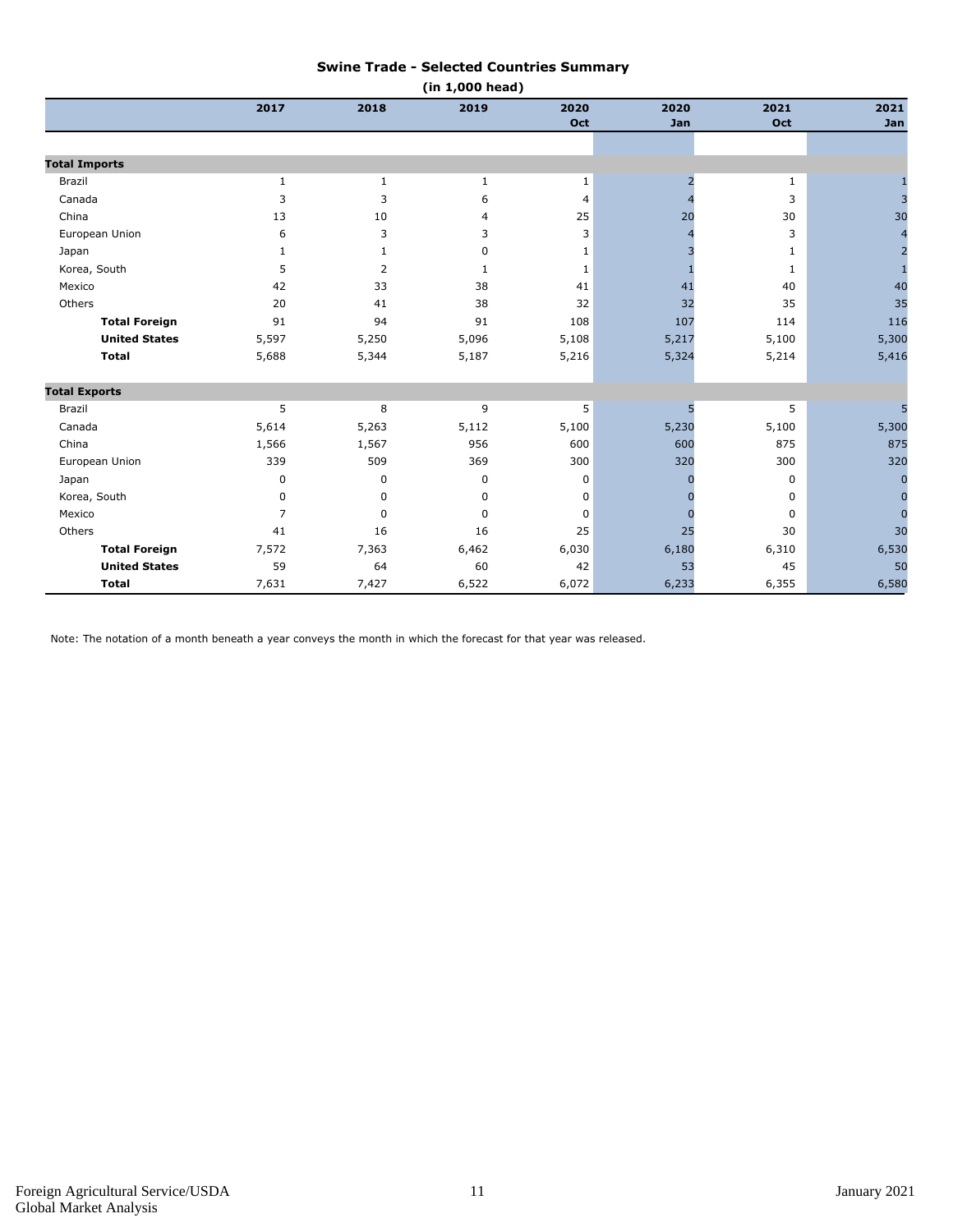## Swine Trade - Selected Countries Summary

**(in 1,000 head)**

| | 2017 | 2018 | 2019 | 2020 Oct | 2020 Jan | 2021 Oct | 2021 Jan |
|---|---|---|---|---|---|---|---|
| **Total Imports** | | | | | | | |
| Brazil | 1 | 1 | 1 | 1 | 2 | 1 | 1 |
| Canada | 3 | 3 | 6 | 4 | 4 | 3 | 3 |
| China | 13 | 10 | 4 | 25 | 20 | 30 | 30 |
| European Union | 6 | 3 | 3 | 3 | 4 | 3 | 4 |
| Japan | 1 | 1 | 0 | 1 | 3 | 1 | 2 |
| Korea, South | 5 | 2 | 1 | 1 | 1 | 1 | 1 |
| Mexico | 42 | 33 | 38 | 41 | 41 | 40 | 40 |
| Others | 20 | 41 | 38 | 32 | 32 | 35 | 35 |
| **Total Foreign** | 91 | 94 | 91 | 108 | 107 | 114 | 116 |
| **United States** | 5,597 | 5,250 | 5,096 | 5,108 | 5,217 | 5,100 | 5,300 |
| **Total** | 5,688 | 5,344 | 5,187 | 5,216 | 5,324 | 5,214 | 5,416 |
| **Total Exports** | | | | | | | |
| Brazil | 5 | 8 | 9 | 5 | 5 | 5 | 5 |
| Canada | 5,614 | 5,263 | 5,112 | 5,100 | 5,230 | 5,100 | 5,300 |
| China | 1,566 | 1,567 | 956 | 600 | 600 | 875 | 875 |
| European Union | 339 | 509 | 369 | 300 | 320 | 300 | 320 |
| Japan | 0 | 0 | 0 | 0 | 0 | 0 | 0 |
| Korea, South | 0 | 0 | 0 | 0 | 0 | 0 | 0 |
| Mexico | 7 | 0 | 0 | 0 | 0 | 0 | 0 |
| Others | 41 | 16 | 16 | 25 | 25 | 30 | 30 |
| **Total Foreign** | 7,572 | 7,363 | 6,462 | 6,030 | 6,180 | 6,310 | 6,530 |
| **United States** | 59 | 64 | 60 | 42 | 53 | 45 | 50 |
| **Total** | 7,631 | 7,427 | 6,522 | 6,072 | 6,233 | 6,355 | 6,580 |

Note: The notation of a month beneath a year conveys the month in which the forecast for that year was released.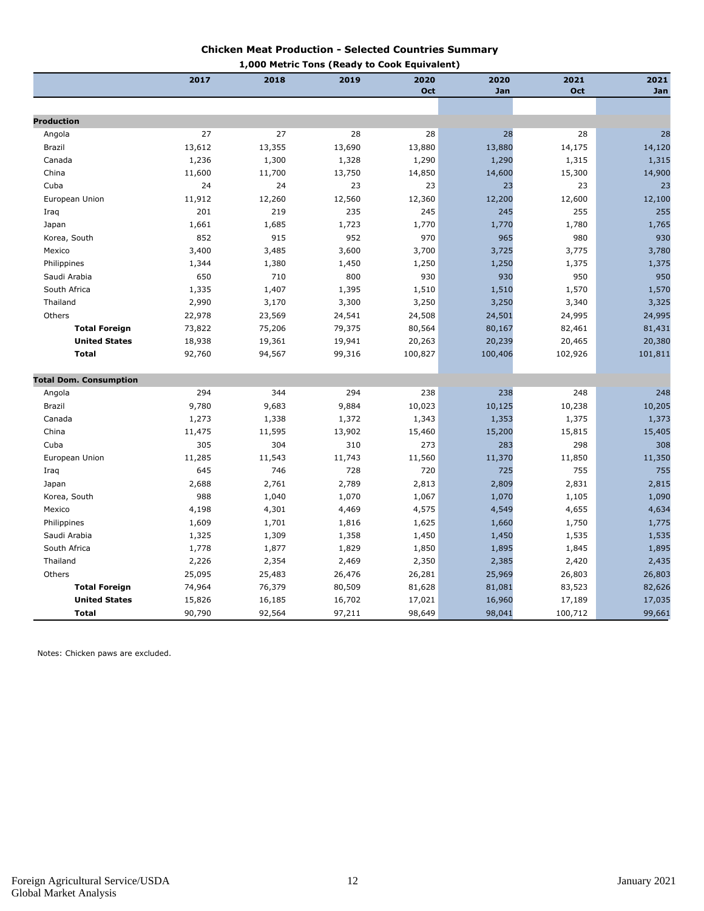## Chicken Meat Production - Selected Countries Summary

**1,000 Metric Tons (Ready to Cook Equivalent)**

| | 2017 | 2018 | 2019 | 2020 Oct | 2020 Jan | 2021 Oct | 2021 Jan |
|---|---|---|---|---|---|---|---|
| **Production** | | | | | | | |
| Angola | 27 | 27 | 28 | 28 | 28 | 28 | 28 |
| Brazil | 13,612 | 13,355 | 13,690 | 13,880 | 13,880 | 14,175 | 14,120 |
| Canada | 1,236 | 1,300 | 1,328 | 1,290 | 1,290 | 1,315 | 1,315 |
| China | 11,600 | 11,700 | 13,750 | 14,850 | 14,600 | 15,300 | 14,900 |
| Cuba | 24 | 24 | 23 | 23 | 23 | 23 | 23 |
| European Union | 11,912 | 12,260 | 12,560 | 12,360 | 12,200 | 12,600 | 12,100 |
| Iraq | 201 | 219 | 235 | 245 | 245 | 255 | 255 |
| Japan | 1,661 | 1,685 | 1,723 | 1,770 | 1,770 | 1,780 | 1,765 |
| Korea, South | 852 | 915 | 952 | 970 | 965 | 980 | 930 |
| Mexico | 3,400 | 3,485 | 3,600 | 3,700 | 3,725 | 3,775 | 3,780 |
| Philippines | 1,344 | 1,380 | 1,450 | 1,250 | 1,250 | 1,375 | 1,375 |
| Saudi Arabia | 650 | 710 | 800 | 930 | 930 | 950 | 950 |
| South Africa | 1,335 | 1,407 | 1,395 | 1,510 | 1,510 | 1,570 | 1,570 |
| Thailand | 2,990 | 3,170 | 3,300 | 3,250 | 3,250 | 3,340 | 3,325 |
| Others | 22,978 | 23,569 | 24,541 | 24,508 | 24,501 | 24,995 | 24,995 |
| **Total Foreign** | 73,822 | 75,206 | 79,375 | 80,564 | 80,167 | 82,461 | 81,431 |
| **United States** | 18,938 | 19,361 | 19,941 | 20,263 | 20,239 | 20,465 | 20,380 |
| **Total** | 92,760 | 94,567 | 99,316 | 100,827 | 100,406 | 102,926 | 101,811 |
| **Total Dom. Consumption** | | | | | | | |
| Angola | 294 | 344 | 294 | 238 | 238 | 248 | 248 |
| Brazil | 9,780 | 9,683 | 9,884 | 10,023 | 10,125 | 10,238 | 10,205 |
| Canada | 1,273 | 1,338 | 1,372 | 1,343 | 1,353 | 1,375 | 1,373 |
| China | 11,475 | 11,595 | 13,902 | 15,460 | 15,200 | 15,815 | 15,405 |
| Cuba | 305 | 304 | 310 | 273 | 283 | 298 | 308 |
| European Union | 11,285 | 11,543 | 11,743 | 11,560 | 11,370 | 11,850 | 11,350 |
| Iraq | 645 | 746 | 728 | 720 | 725 | 755 | 755 |
| Japan | 2,688 | 2,761 | 2,789 | 2,813 | 2,809 | 2,831 | 2,815 |
| Korea, South | 988 | 1,040 | 1,070 | 1,067 | 1,070 | 1,105 | 1,090 |
| Mexico | 4,198 | 4,301 | 4,469 | 4,575 | 4,549 | 4,655 | 4,634 |
| Philippines | 1,609 | 1,701 | 1,816 | 1,625 | 1,660 | 1,750 | 1,775 |
| Saudi Arabia | 1,325 | 1,309 | 1,358 | 1,450 | 1,450 | 1,535 | 1,535 |
| South Africa | 1,778 | 1,877 | 1,829 | 1,850 | 1,895 | 1,845 | 1,895 |
| Thailand | 2,226 | 2,354 | 2,469 | 2,350 | 2,385 | 2,420 | 2,435 |
| Others | 25,095 | 25,483 | 26,476 | 26,281 | 25,969 | 26,803 | 26,803 |
| **Total Foreign** | 74,964 | 76,379 | 80,509 | 81,628 | 81,081 | 83,523 | 82,626 |
| **United States** | 15,826 | 16,185 | 16,702 | 17,021 | 16,960 | 17,189 | 17,035 |
| **Total** | 90,790 | 92,564 | 97,211 | 98,649 | 98,041 | 100,712 | 99,661 |

Notes: Chicken paws are excluded.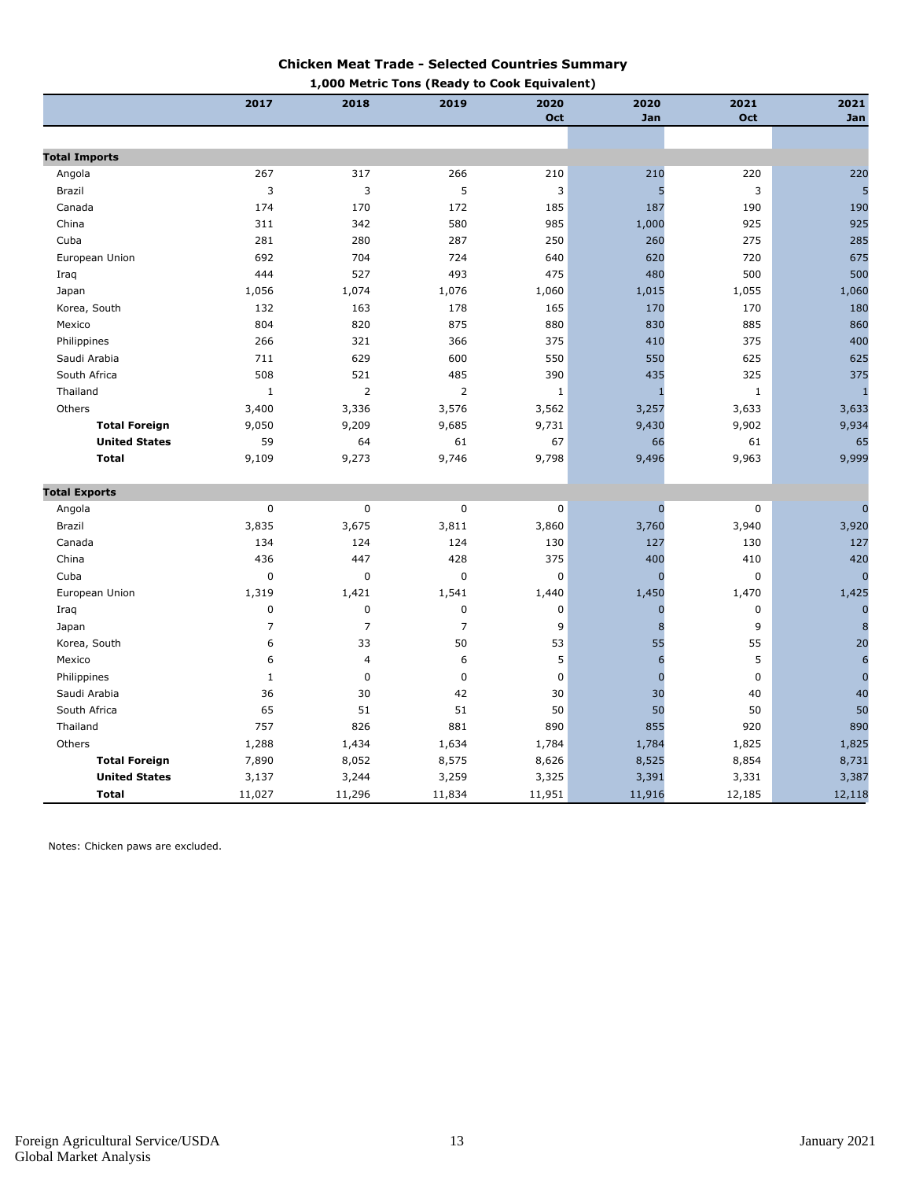## Chicken Meat Trade - Selected Countries Summary

**1,000 Metric Tons (Ready to Cook Equivalent)**

| | 2017 | 2018 | 2019 | 2020 Oct | 2020 Jan | 2021 Oct | 2021 Jan |
|---|---|---|---|---|---|---|---|
| **Total Imports** | | | | | | | |
| Angola | 267 | 317 | 266 | 210 | 210 | 220 | 220 |
| Brazil | 3 | 3 | 5 | 3 | 5 | 3 | 5 |
| Canada | 174 | 170 | 172 | 185 | 187 | 190 | 190 |
| China | 311 | 342 | 580 | 985 | 1,000 | 925 | 925 |
| Cuba | 281 | 280 | 287 | 250 | 260 | 275 | 285 |
| European Union | 692 | 704 | 724 | 640 | 620 | 720 | 675 |
| Iraq | 444 | 527 | 493 | 475 | 480 | 500 | 500 |
| Japan | 1,056 | 1,074 | 1,076 | 1,060 | 1,015 | 1,055 | 1,060 |
| Korea, South | 132 | 163 | 178 | 165 | 170 | 170 | 180 |
| Mexico | 804 | 820 | 875 | 880 | 830 | 885 | 860 |
| Philippines | 266 | 321 | 366 | 375 | 410 | 375 | 400 |
| Saudi Arabia | 711 | 629 | 600 | 550 | 550 | 625 | 625 |
| South Africa | 508 | 521 | 485 | 390 | 435 | 325 | 375 |
| Thailand | 1 | 2 | 2 | 1 | 1 | 1 | 1 |
| Others | 3,400 | 3,336 | 3,576 | 3,562 | 3,257 | 3,633 | 3,633 |
| **Total Foreign** | 9,050 | 9,209 | 9,685 | 9,731 | 9,430 | 9,902 | 9,934 |
| **United States** | 59 | 64 | 61 | 67 | 66 | 61 | 65 |
| **Total** | 9,109 | 9,273 | 9,746 | 9,798 | 9,496 | 9,963 | 9,999 |
| **Total Exports** | | | | | | | |
| Angola | 0 | 0 | 0 | 0 | 0 | 0 | 0 |
| Brazil | 3,835 | 3,675 | 3,811 | 3,860 | 3,760 | 3,940 | 3,920 |
| Canada | 134 | 124 | 124 | 130 | 127 | 130 | 127 |
| China | 436 | 447 | 428 | 375 | 400 | 410 | 420 |
| Cuba | 0 | 0 | 0 | 0 | 0 | 0 | 0 |
| European Union | 1,319 | 1,421 | 1,541 | 1,440 | 1,450 | 1,470 | 1,425 |
| Iraq | 0 | 0 | 0 | 0 | 0 | 0 | 0 |
| Japan | 7 | 7 | 7 | 9 | 8 | 9 | 8 |
| Korea, South | 6 | 33 | 50 | 53 | 55 | 55 | 20 |
| Mexico | 6 | 4 | 6 | 5 | 6 | 5 | 6 |
| Philippines | 1 | 0 | 0 | 0 | 0 | 0 | 0 |
| Saudi Arabia | 36 | 30 | 42 | 30 | 30 | 40 | 40 |
| South Africa | 65 | 51 | 51 | 50 | 50 | 50 | 50 |
| Thailand | 757 | 826 | 881 | 890 | 855 | 920 | 890 |
| Others | 1,288 | 1,434 | 1,634 | 1,784 | 1,784 | 1,825 | 1,825 |
| **Total Foreign** | 7,890 | 8,052 | 8,575 | 8,626 | 8,525 | 8,854 | 8,731 |
| **United States** | 3,137 | 3,244 | 3,259 | 3,325 | 3,391 | 3,331 | 3,387 |
| **Total** | 11,027 | 11,296 | 11,834 | 11,951 | 11,916 | 12,185 | 12,118 |

Notes: Chicken paws are excluded.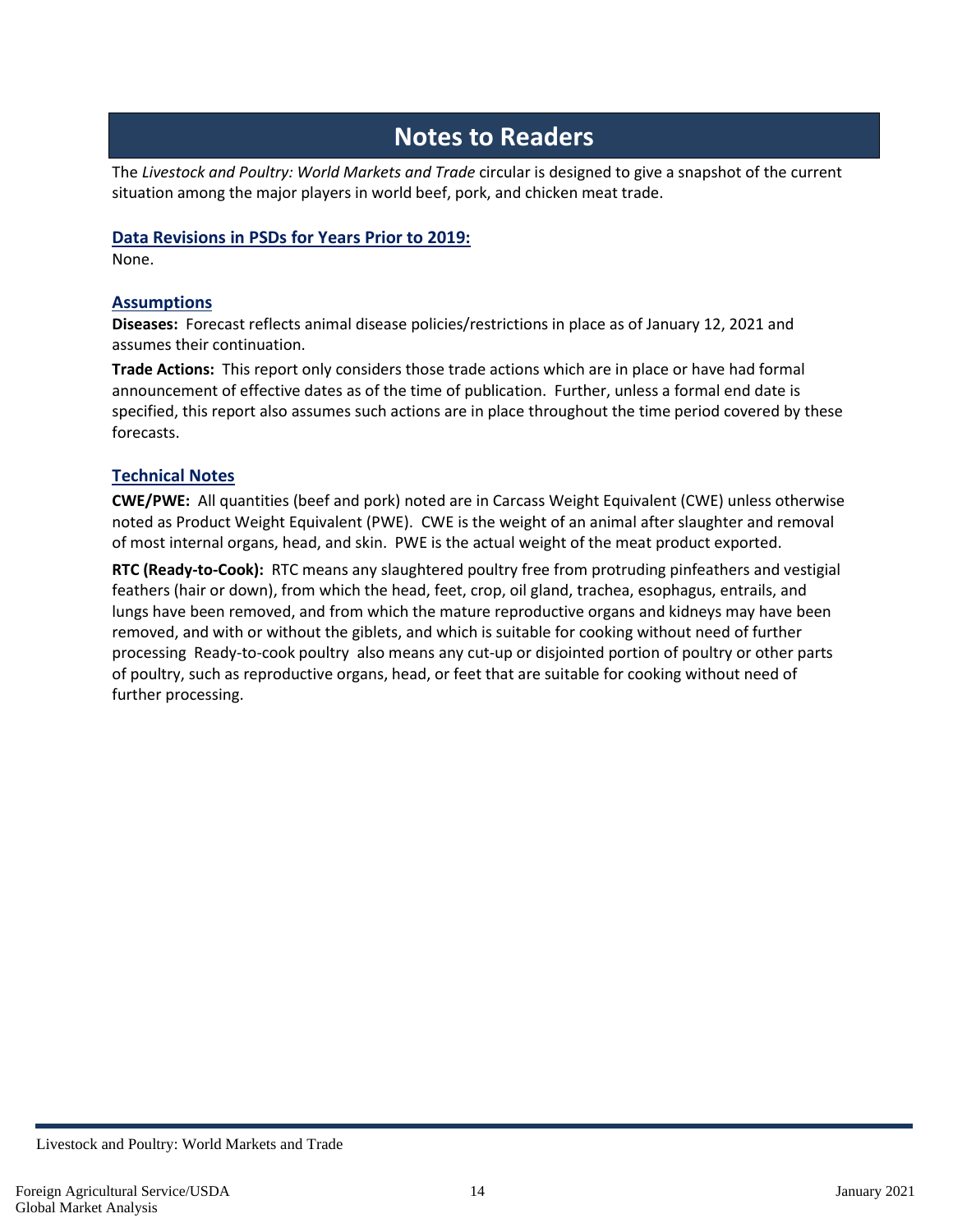# Notes to Readers

The *Livestock and Poultry: World Markets and Trade* circular is designed to give a snapshot of the current situation among the major players in world beef, pork, and chicken meat trade.

## Data Revisions in PSDs for Years Prior to 2019:

None.

## Assumptions

**Diseases:** Forecast reflects animal disease policies/restrictions in place as of January 12, 2021 and assumes their continuation.

**Trade Actions:** This report only considers those trade actions which are in place or have had formal announcement of effective dates as of the time of publication. Further, unless a formal end date is specified, this report also assumes such actions are in place throughout the time period covered by these forecasts.

## Technical Notes

**CWE/PWE:** All quantities (beef and pork) noted are in Carcass Weight Equivalent (CWE) unless otherwise noted as Product Weight Equivalent (PWE). CWE is the weight of an animal after slaughter and removal of most internal organs, head, and skin. PWE is the actual weight of the meat product exported.

**RTC (Ready-to-Cook):** RTC means any slaughtered poultry free from protruding pinfeathers and vestigial feathers (hair or down), from which the head, feet, crop, oil gland, trachea, esophagus, entrails, and lungs have been removed, and from which the mature reproductive organs and kidneys may have been removed, and with or without the giblets, and which is suitable for cooking without need of further processing Ready-to-cook poultry also means any cut-up or disjointed portion of poultry or other parts of poultry, such as reproductive organs, head, or feet that are suitable for cooking without need of further processing.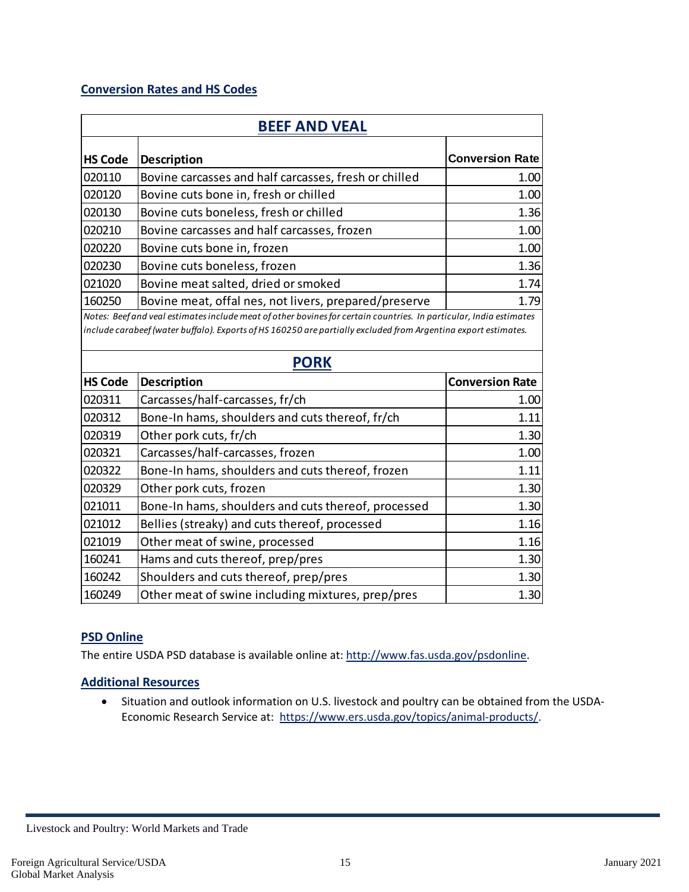## Conversion Rates and HS Codes

| BEEF AND VEAL | | |
|---|---|---|
| **HS Code** | **Description** | **Conversion Rate** |
| 020110 | Bovine carcasses and half carcasses, fresh or chilled | 1.00 |
| 020120 | Bovine cuts bone in, fresh or chilled | 1.00 |
| 020130 | Bovine cuts boneless, fresh or chilled | 1.36 |
| 020210 | Bovine carcasses and half carcasses, frozen | 1.00 |
| 020220 | Bovine cuts bone in, frozen | 1.00 |
| 020230 | Bovine cuts boneless, frozen | 1.36 |
| 021020 | Bovine meat salted, dried or smoked | 1.74 |
| 160250 | Bovine meat, offal nes, not livers, prepared/preserve | 1.79 |

*Notes: Beef and veal estimates include meat of other bovines for certain countries. In particular, India estimates include carabeef (water buffalo). Exports of HS 160250 are partially excluded from Argentina export estimates.*

| PORK | | |
|---|---|---|
| **HS Code** | **Description** | **Conversion Rate** |
| 020311 | Carcasses/half-carcasses, fr/ch | 1.00 |
| 020312 | Bone-In hams, shoulders and cuts thereof, fr/ch | 1.11 |
| 020319 | Other pork cuts, fr/ch | 1.30 |
| 020321 | Carcasses/half-carcasses, frozen | 1.00 |
| 020322 | Bone-In hams, shoulders and cuts thereof, frozen | 1.11 |
| 020329 | Other pork cuts, frozen | 1.30 |
| 021011 | Bone-In hams, shoulders and cuts thereof, processed | 1.30 |
| 021012 | Bellies (streaky) and cuts thereof, processed | 1.16 |
| 021019 | Other meat of swine, processed | 1.16 |
| 160241 | Hams and cuts thereof, prep/pres | 1.30 |
| 160242 | Shoulders and cuts thereof, prep/pres | 1.30 |
| 160249 | Other meat of swine including mixtures, prep/pres | 1.30 |

## PSD Online

The entire USDA PSD database is available online at: http://www.fas.usda.gov/psdonline.

## Additional Resources

- Situation and outlook information on U.S. livestock and poultry can be obtained from the USDA-Economic Research Service at: https://www.ers.usda.gov/topics/animal-products/.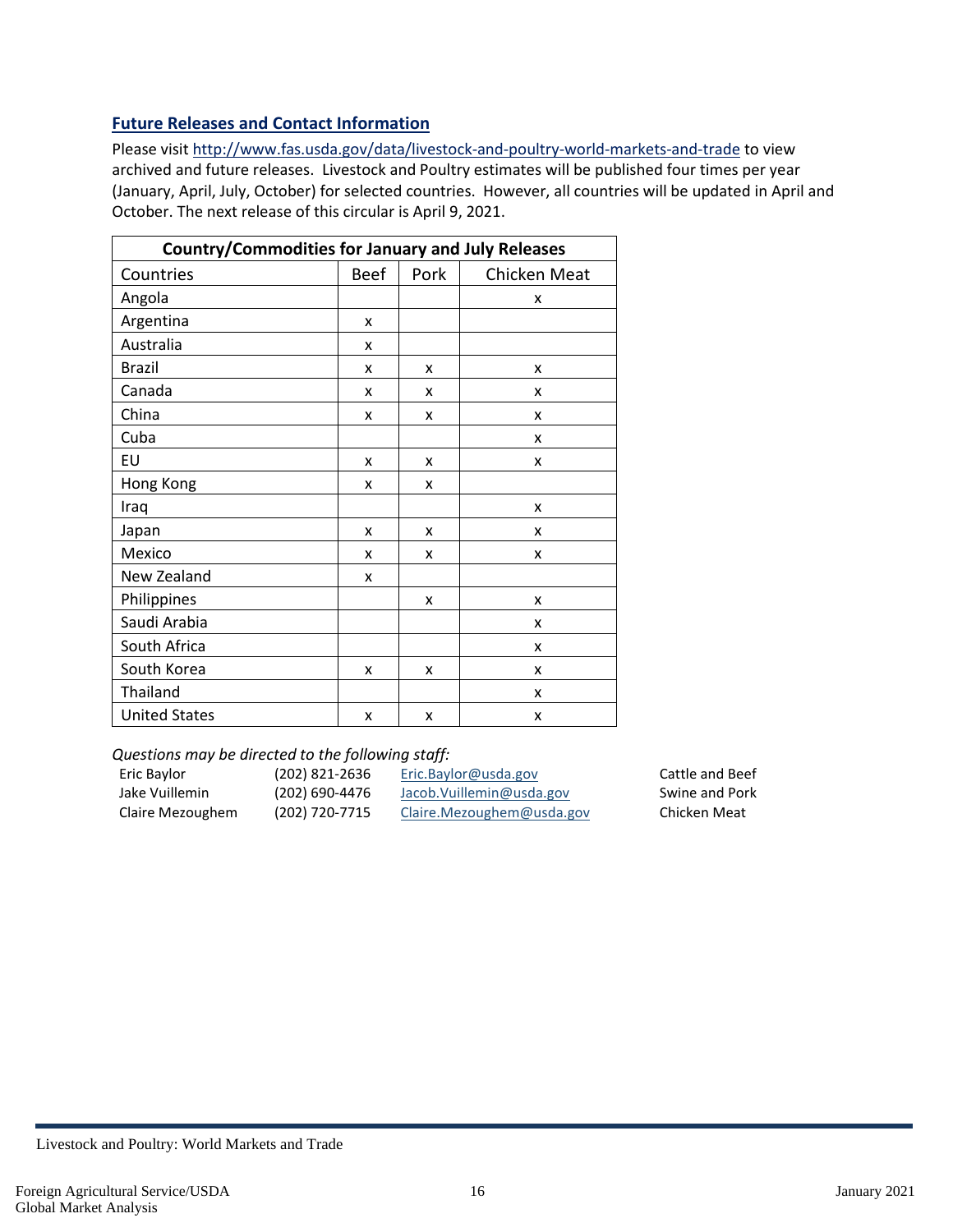## Future Releases and Contact Information

Please visit http://www.fas.usda.gov/data/livestock-and-poultry-world-markets-and-trade to view archived and future releases. Livestock and Poultry estimates will be published four times per year (January, April, July, October) for selected countries. However, all countries will be updated in April and October. The next release of this circular is April 9, 2021.

| **Country/Commodities for January and July Releases** | | | |
|---|---|---|---|
| Countries | Beef | Pork | Chicken Meat |
| Angola | | | x |
| Argentina | x | | |
| Australia | x | | |
| Brazil | x | x | x |
| Canada | x | x | x |
| China | x | x | x |
| Cuba | | | x |
| EU | x | x | x |
| Hong Kong | x | x | |
| Iraq | | | x |
| Japan | x | x | x |
| Mexico | x | x | x |
| New Zealand | x | | |
| Philippines | | x | x |
| Saudi Arabia | | | x |
| South Africa | | | x |
| South Korea | x | x | x |
| Thailand | | | x |
| United States | x | x | x |

*Questions may be directed to the following staff:*

| | | | |
|---|---|---|---|
| Eric Baylor | (202) 821-2636 | Eric.Baylor@usda.gov | Cattle and Beef |
| Jake Vuillemin | (202) 690-4476 | Jacob.Vuillemin@usda.gov | Swine and Pork |
| Claire Mezoughem | (202) 720-7715 | Claire.Mezoughem@usda.gov | Chicken Meat |